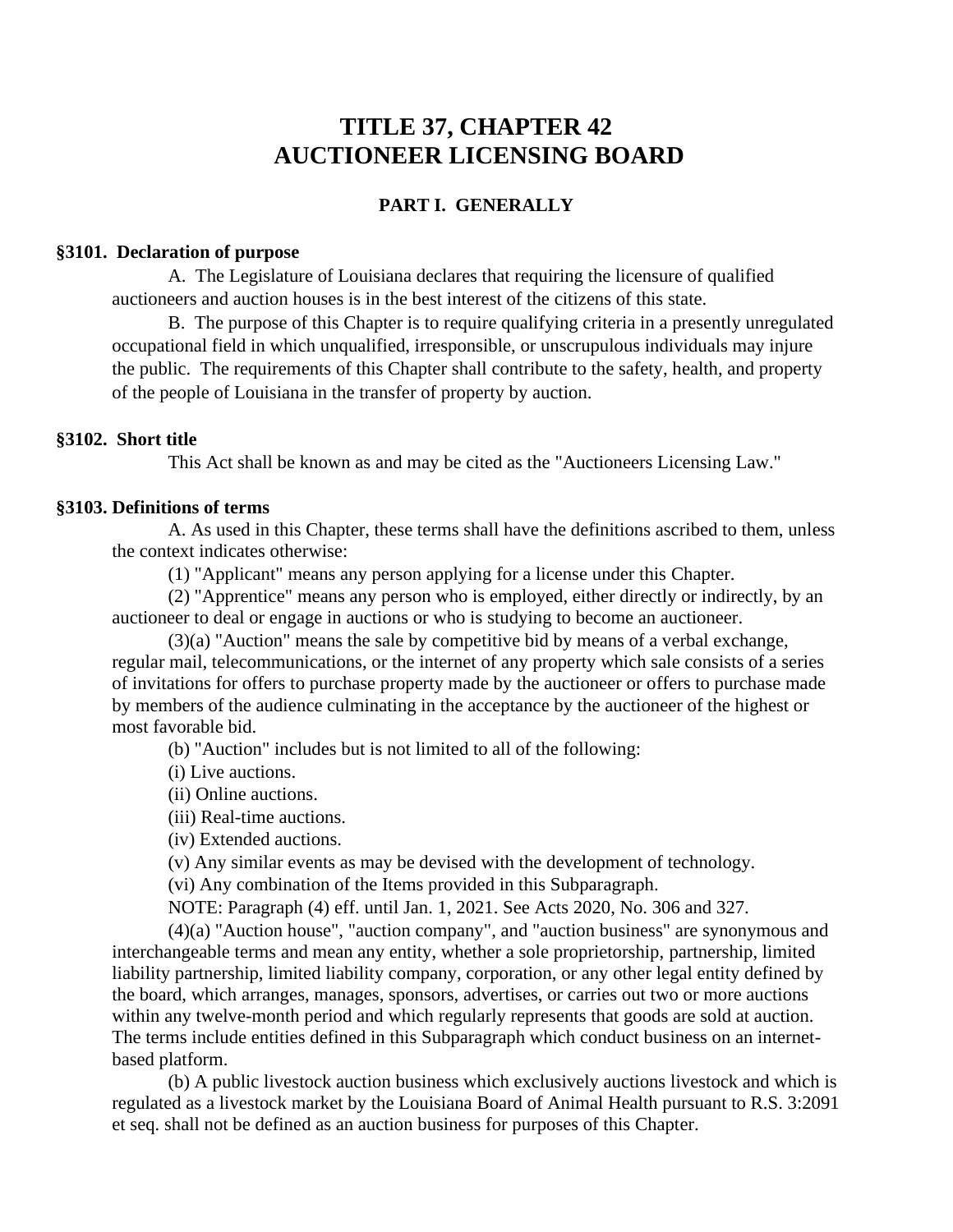# TITLE 37, CHAPTER 42
# AUCTIONEER LICENSING BOARD

## PART I. GENERALLY

### §3101. Declaration of purpose

A. The Legislature of Louisiana declares that requiring the licensure of qualified auctioneers and auction houses is in the best interest of the citizens of this state.

B. The purpose of this Chapter is to require qualifying criteria in a presently unregulated occupational field in which unqualified, irresponsible, or unscrupulous individuals may injure the public. The requirements of this Chapter shall contribute to the safety, health, and property of the people of Louisiana in the transfer of property by auction.

### §3102. Short title

This Act shall be known as and may be cited as the "Auctioneers Licensing Law."

### §3103. Definitions of terms

A. As used in this Chapter, these terms shall have the definitions ascribed to them, unless the context indicates otherwise:

(1) "Applicant" means any person applying for a license under this Chapter.

(2) "Apprentice" means any person who is employed, either directly or indirectly, by an auctioneer to deal or engage in auctions or who is studying to become an auctioneer.

(3)(a) "Auction" means the sale by competitive bid by means of a verbal exchange, regular mail, telecommunications, or the internet of any property which sale consists of a series of invitations for offers to purchase property made by the auctioneer or offers to purchase made by members of the audience culminating in the acceptance by the auctioneer of the highest or most favorable bid.

(b) "Auction" includes but is not limited to all of the following:

(i) Live auctions.

(ii) Online auctions.

(iii) Real-time auctions.

(iv) Extended auctions.

(v) Any similar events as may be devised with the development of technology.

(vi) Any combination of the Items provided in this Subparagraph.

NOTE: Paragraph (4) eff. until Jan. 1, 2021. See Acts 2020, No. 306 and 327.

(4)(a) "Auction house", "auction company", and "auction business" are synonymous and interchangeable terms and mean any entity, whether a sole proprietorship, partnership, limited liability partnership, limited liability company, corporation, or any other legal entity defined by the board, which arranges, manages, sponsors, advertises, or carries out two or more auctions within any twelve-month period and which regularly represents that goods are sold at auction. The terms include entities defined in this Subparagraph which conduct business on an internet-based platform.

(b) A public livestock auction business which exclusively auctions livestock and which is regulated as a livestock market by the Louisiana Board of Animal Health pursuant to R.S. 3:2091 et seq. shall not be defined as an auction business for purposes of this Chapter.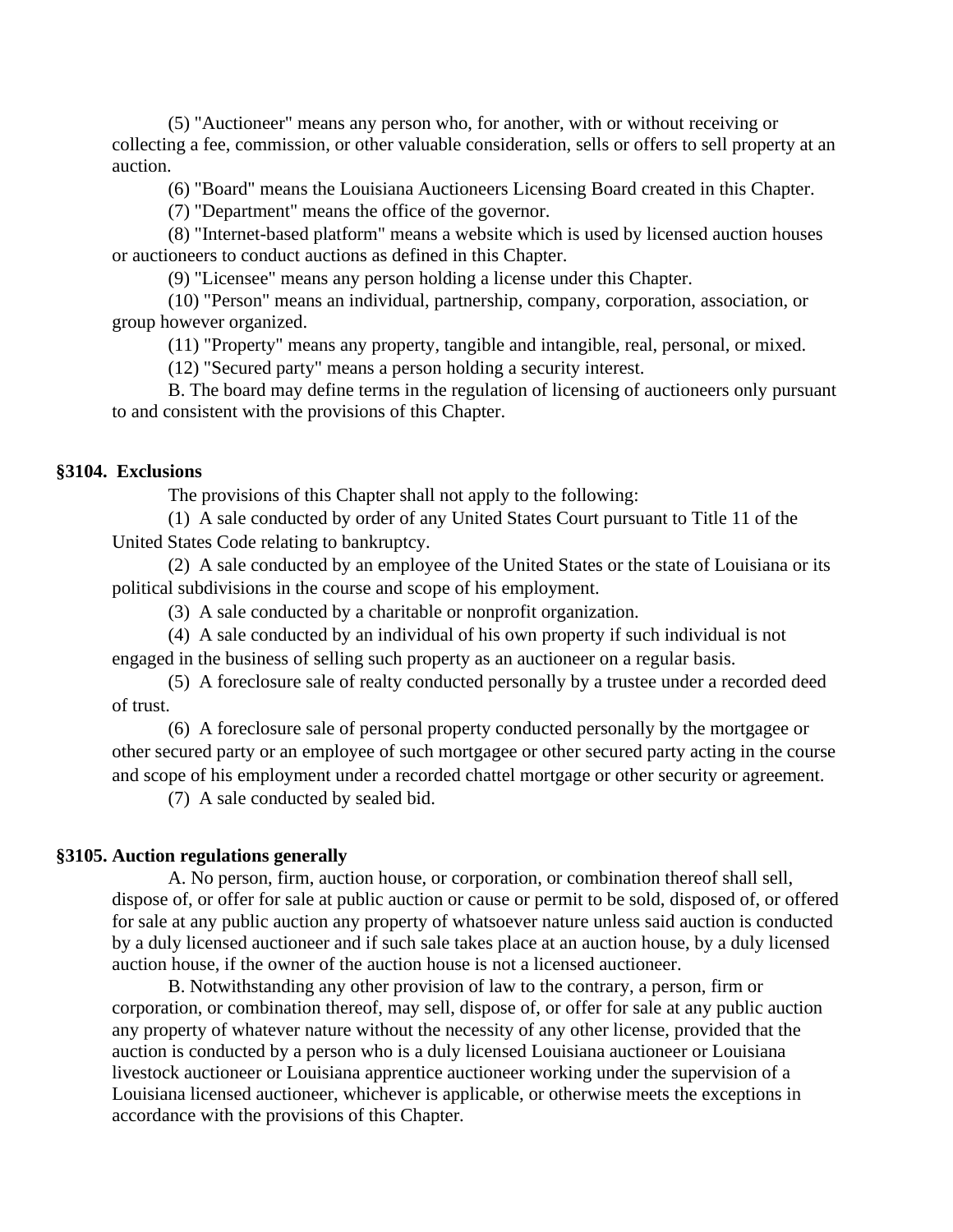(5) "Auctioneer" means any person who, for another, with or without receiving or collecting a fee, commission, or other valuable consideration, sells or offers to sell property at an auction.

(6) "Board" means the Louisiana Auctioneers Licensing Board created in this Chapter.

(7) "Department" means the office of the governor.

(8) "Internet-based platform" means a website which is used by licensed auction houses or auctioneers to conduct auctions as defined in this Chapter.

(9) "Licensee" means any person holding a license under this Chapter.

(10) "Person" means an individual, partnership, company, corporation, association, or group however organized.

(11) "Property" means any property, tangible and intangible, real, personal, or mixed.

(12) "Secured party" means a person holding a security interest.

B. The board may define terms in the regulation of licensing of auctioneers only pursuant to and consistent with the provisions of this Chapter.

### §3104. Exclusions

The provisions of this Chapter shall not apply to the following:

(1) A sale conducted by order of any United States Court pursuant to Title 11 of the United States Code relating to bankruptcy.

(2) A sale conducted by an employee of the United States or the state of Louisiana or its political subdivisions in the course and scope of his employment.

(3) A sale conducted by a charitable or nonprofit organization.

(4) A sale conducted by an individual of his own property if such individual is not engaged in the business of selling such property as an auctioneer on a regular basis.

(5) A foreclosure sale of realty conducted personally by a trustee under a recorded deed of trust.

(6) A foreclosure sale of personal property conducted personally by the mortgagee or other secured party or an employee of such mortgagee or other secured party acting in the course and scope of his employment under a recorded chattel mortgage or other security or agreement.

(7) A sale conducted by sealed bid.

### §3105. Auction regulations generally

A. No person, firm, auction house, or corporation, or combination thereof shall sell, dispose of, or offer for sale at public auction or cause or permit to be sold, disposed of, or offered for sale at any public auction any property of whatsoever nature unless said auction is conducted by a duly licensed auctioneer and if such sale takes place at an auction house, by a duly licensed auction house, if the owner of the auction house is not a licensed auctioneer.

B. Notwithstanding any other provision of law to the contrary, a person, firm or corporation, or combination thereof, may sell, dispose of, or offer for sale at any public auction any property of whatever nature without the necessity of any other license, provided that the auction is conducted by a person who is a duly licensed Louisiana auctioneer or Louisiana livestock auctioneer or Louisiana apprentice auctioneer working under the supervision of a Louisiana licensed auctioneer, whichever is applicable, or otherwise meets the exceptions in accordance with the provisions of this Chapter.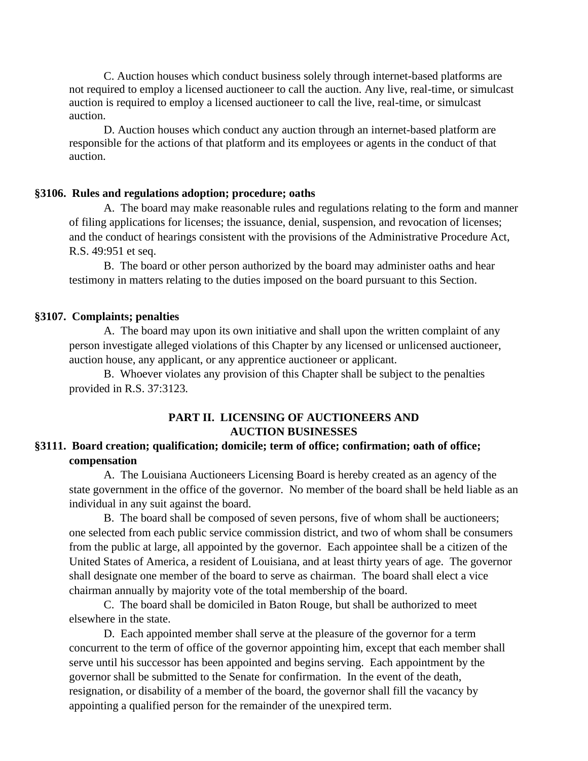C. Auction houses which conduct business solely through internet-based platforms are not required to employ a licensed auctioneer to call the auction. Any live, real-time, or simulcast auction is required to employ a licensed auctioneer to call the live, real-time, or simulcast auction.

D. Auction houses which conduct any auction through an internet-based platform are responsible for the actions of that platform and its employees or agents in the conduct of that auction.

**§3106. Rules and regulations adoption; procedure; oaths**

A. The board may make reasonable rules and regulations relating to the form and manner of filing applications for licenses; the issuance, denial, suspension, and revocation of licenses; and the conduct of hearings consistent with the provisions of the Administrative Procedure Act, R.S. 49:951 et seq.

B. The board or other person authorized by the board may administer oaths and hear testimony in matters relating to the duties imposed on the board pursuant to this Section.

**§3107. Complaints; penalties**

A. The board may upon its own initiative and shall upon the written complaint of any person investigate alleged violations of this Chapter by any licensed or unlicensed auctioneer, auction house, any applicant, or any apprentice auctioneer or applicant.

B. Whoever violates any provision of this Chapter shall be subject to the penalties provided in R.S. 37:3123.

## PART II. LICENSING OF AUCTIONEERS AND AUCTION BUSINESSES

**§3111. Board creation; qualification; domicile; term of office; confirmation; oath of office; compensation**

A. The Louisiana Auctioneers Licensing Board is hereby created as an agency of the state government in the office of the governor. No member of the board shall be held liable as an individual in any suit against the board.

B. The board shall be composed of seven persons, five of whom shall be auctioneers; one selected from each public service commission district, and two of whom shall be consumers from the public at large, all appointed by the governor. Each appointee shall be a citizen of the United States of America, a resident of Louisiana, and at least thirty years of age. The governor shall designate one member of the board to serve as chairman. The board shall elect a vice chairman annually by majority vote of the total membership of the board.

C. The board shall be domiciled in Baton Rouge, but shall be authorized to meet elsewhere in the state.

D. Each appointed member shall serve at the pleasure of the governor for a term concurrent to the term of office of the governor appointing him, except that each member shall serve until his successor has been appointed and begins serving. Each appointment by the governor shall be submitted to the Senate for confirmation. In the event of the death, resignation, or disability of a member of the board, the governor shall fill the vacancy by appointing a qualified person for the remainder of the unexpired term.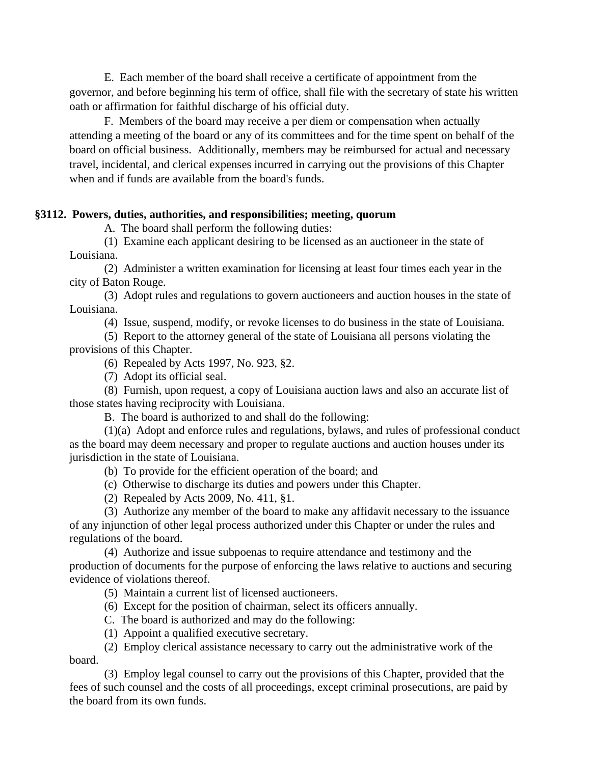E. Each member of the board shall receive a certificate of appointment from the governor, and before beginning his term of office, shall file with the secretary of state his written oath or affirmation for faithful discharge of his official duty.

F. Members of the board may receive a per diem or compensation when actually attending a meeting of the board or any of its committees and for the time spent on behalf of the board on official business. Additionally, members may be reimbursed for actual and necessary travel, incidental, and clerical expenses incurred in carrying out the provisions of this Chapter when and if funds are available from the board's funds.

**§3112. Powers, duties, authorities, and responsibilities; meeting, quorum**

A. The board shall perform the following duties:

(1) Examine each applicant desiring to be licensed as an auctioneer in the state of Louisiana.

(2) Administer a written examination for licensing at least four times each year in the city of Baton Rouge.

(3) Adopt rules and regulations to govern auctioneers and auction houses in the state of Louisiana.

(4) Issue, suspend, modify, or revoke licenses to do business in the state of Louisiana.

(5) Report to the attorney general of the state of Louisiana all persons violating the provisions of this Chapter.

(6) Repealed by Acts 1997, No. 923, §2.

(7) Adopt its official seal.

(8) Furnish, upon request, a copy of Louisiana auction laws and also an accurate list of those states having reciprocity with Louisiana.

B. The board is authorized to and shall do the following:

(1)(a) Adopt and enforce rules and regulations, bylaws, and rules of professional conduct as the board may deem necessary and proper to regulate auctions and auction houses under its jurisdiction in the state of Louisiana.

(b) To provide for the efficient operation of the board; and

(c) Otherwise to discharge its duties and powers under this Chapter.

(2) Repealed by Acts 2009, No. 411, §1.

(3) Authorize any member of the board to make any affidavit necessary to the issuance of any injunction of other legal process authorized under this Chapter or under the rules and regulations of the board.

(4) Authorize and issue subpoenas to require attendance and testimony and the production of documents for the purpose of enforcing the laws relative to auctions and securing evidence of violations thereof.

(5) Maintain a current list of licensed auctioneers.

(6) Except for the position of chairman, select its officers annually.

C. The board is authorized and may do the following:

(1) Appoint a qualified executive secretary.

(2) Employ clerical assistance necessary to carry out the administrative work of the board.

(3) Employ legal counsel to carry out the provisions of this Chapter, provided that the fees of such counsel and the costs of all proceedings, except criminal prosecutions, are paid by the board from its own funds.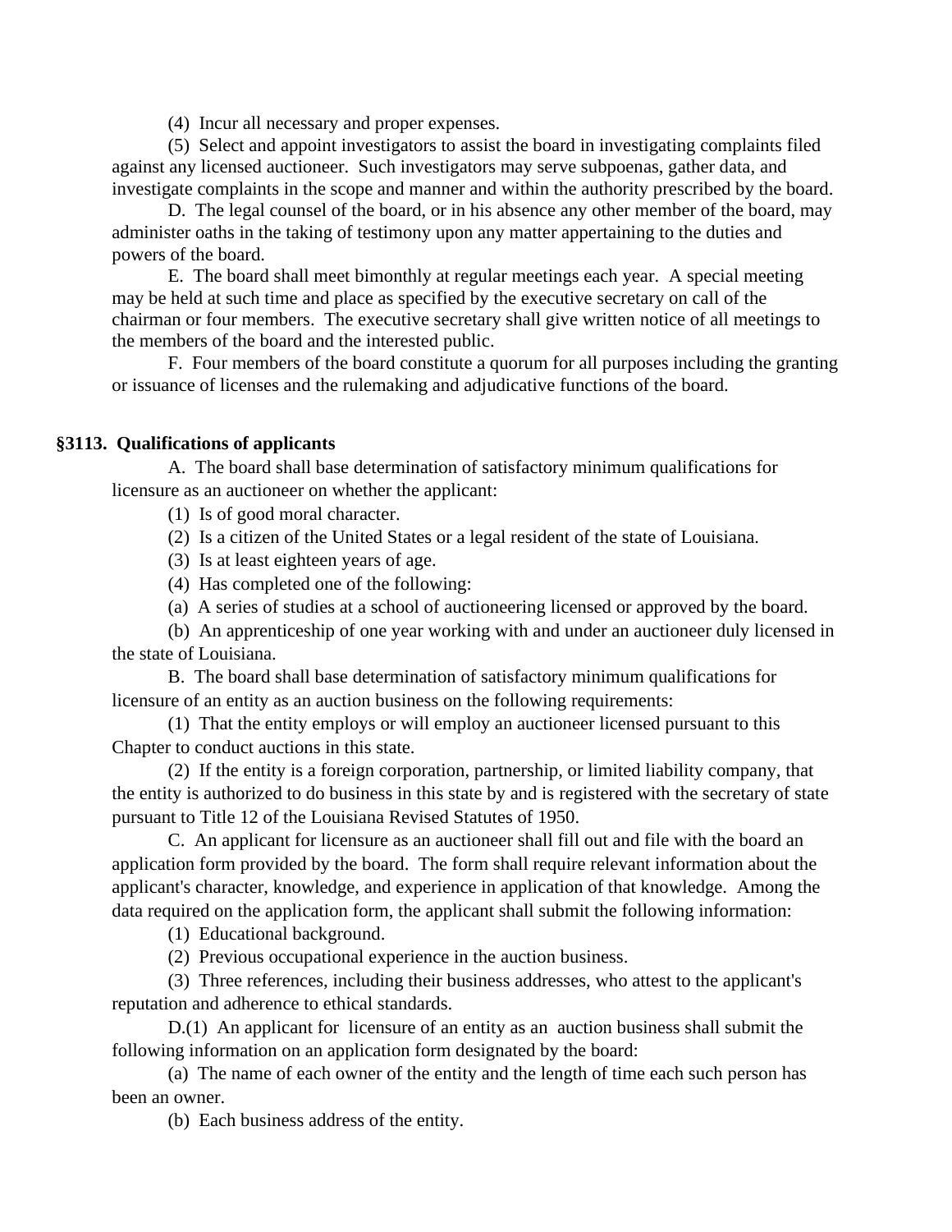(4) Incur all necessary and proper expenses.

(5) Select and appoint investigators to assist the board in investigating complaints filed against any licensed auctioneer. Such investigators may serve subpoenas, gather data, and investigate complaints in the scope and manner and within the authority prescribed by the board.

D. The legal counsel of the board, or in his absence any other member of the board, may administer oaths in the taking of testimony upon any matter appertaining to the duties and powers of the board.

E. The board shall meet bimonthly at regular meetings each year. A special meeting may be held at such time and place as specified by the executive secretary on call of the chairman or four members. The executive secretary shall give written notice of all meetings to the members of the board and the interested public.

F. Four members of the board constitute a quorum for all purposes including the granting or issuance of licenses and the rulemaking and adjudicative functions of the board.

**§3113. Qualifications of applicants**

A. The board shall base determination of satisfactory minimum qualifications for licensure as an auctioneer on whether the applicant:

(1) Is of good moral character.

(2) Is a citizen of the United States or a legal resident of the state of Louisiana.

(3) Is at least eighteen years of age.

(4) Has completed one of the following:

(a) A series of studies at a school of auctioneering licensed or approved by the board.

(b) An apprenticeship of one year working with and under an auctioneer duly licensed in the state of Louisiana.

B. The board shall base determination of satisfactory minimum qualifications for licensure of an entity as an auction business on the following requirements:

(1) That the entity employs or will employ an auctioneer licensed pursuant to this Chapter to conduct auctions in this state.

(2) If the entity is a foreign corporation, partnership, or limited liability company, that the entity is authorized to do business in this state by and is registered with the secretary of state pursuant to Title 12 of the Louisiana Revised Statutes of 1950.

C. An applicant for licensure as an auctioneer shall fill out and file with the board an application form provided by the board. The form shall require relevant information about the applicant's character, knowledge, and experience in application of that knowledge. Among the data required on the application form, the applicant shall submit the following information:

(1) Educational background.

(2) Previous occupational experience in the auction business.

(3) Three references, including their business addresses, who attest to the applicant's reputation and adherence to ethical standards.

D.(1) An applicant for licensure of an entity as an auction business shall submit the following information on an application form designated by the board:

(a) The name of each owner of the entity and the length of time each such person has been an owner.

(b) Each business address of the entity.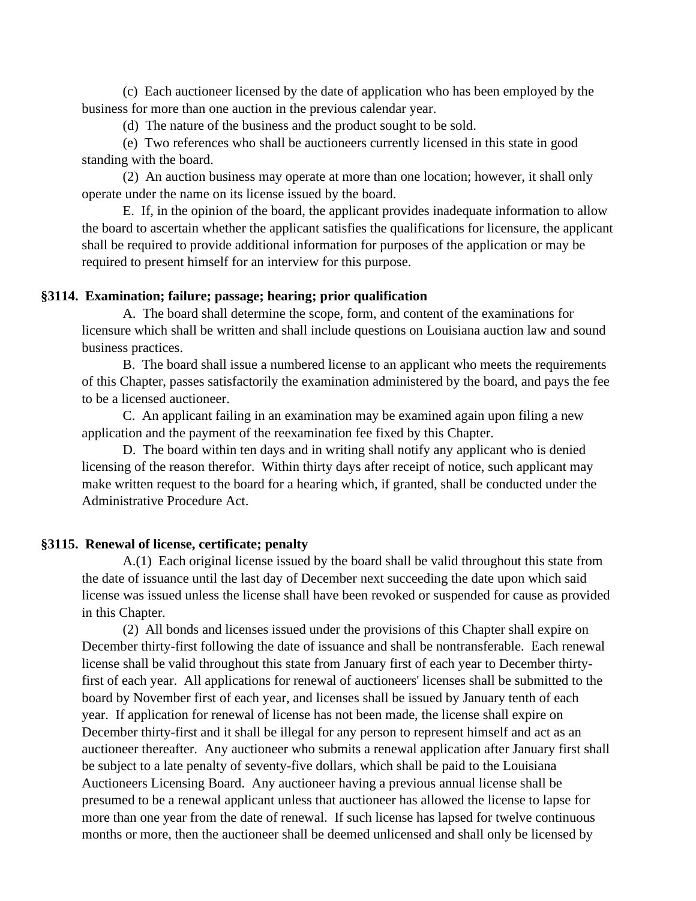(c) Each auctioneer licensed by the date of application who has been employed by the business for more than one auction in the previous calendar year.

(d) The nature of the business and the product sought to be sold.

(e) Two references who shall be auctioneers currently licensed in this state in good standing with the board.

(2) An auction business may operate at more than one location; however, it shall only operate under the name on its license issued by the board.

E. If, in the opinion of the board, the applicant provides inadequate information to allow the board to ascertain whether the applicant satisfies the qualifications for licensure, the applicant shall be required to provide additional information for purposes of the application or may be required to present himself for an interview for this purpose.

**§3114. Examination; failure; passage; hearing; prior qualification**

A. The board shall determine the scope, form, and content of the examinations for licensure which shall be written and shall include questions on Louisiana auction law and sound business practices.

B. The board shall issue a numbered license to an applicant who meets the requirements of this Chapter, passes satisfactorily the examination administered by the board, and pays the fee to be a licensed auctioneer.

C. An applicant failing in an examination may be examined again upon filing a new application and the payment of the reexamination fee fixed by this Chapter.

D. The board within ten days and in writing shall notify any applicant who is denied licensing of the reason therefor. Within thirty days after receipt of notice, such applicant may make written request to the board for a hearing which, if granted, shall be conducted under the Administrative Procedure Act.

**§3115. Renewal of license, certificate; penalty**

A.(1) Each original license issued by the board shall be valid throughout this state from the date of issuance until the last day of December next succeeding the date upon which said license was issued unless the license shall have been revoked or suspended for cause as provided in this Chapter.

(2) All bonds and licenses issued under the provisions of this Chapter shall expire on December thirty-first following the date of issuance and shall be nontransferable. Each renewal license shall be valid throughout this state from January first of each year to December thirty-first of each year. All applications for renewal of auctioneers' licenses shall be submitted to the board by November first of each year, and licenses shall be issued by January tenth of each year. If application for renewal of license has not been made, the license shall expire on December thirty-first and it shall be illegal for any person to represent himself and act as an auctioneer thereafter. Any auctioneer who submits a renewal application after January first shall be subject to a late penalty of seventy-five dollars, which shall be paid to the Louisiana Auctioneers Licensing Board. Any auctioneer having a previous annual license shall be presumed to be a renewal applicant unless that auctioneer has allowed the license to lapse for more than one year from the date of renewal. If such license has lapsed for twelve continuous months or more, then the auctioneer shall be deemed unlicensed and shall only be licensed by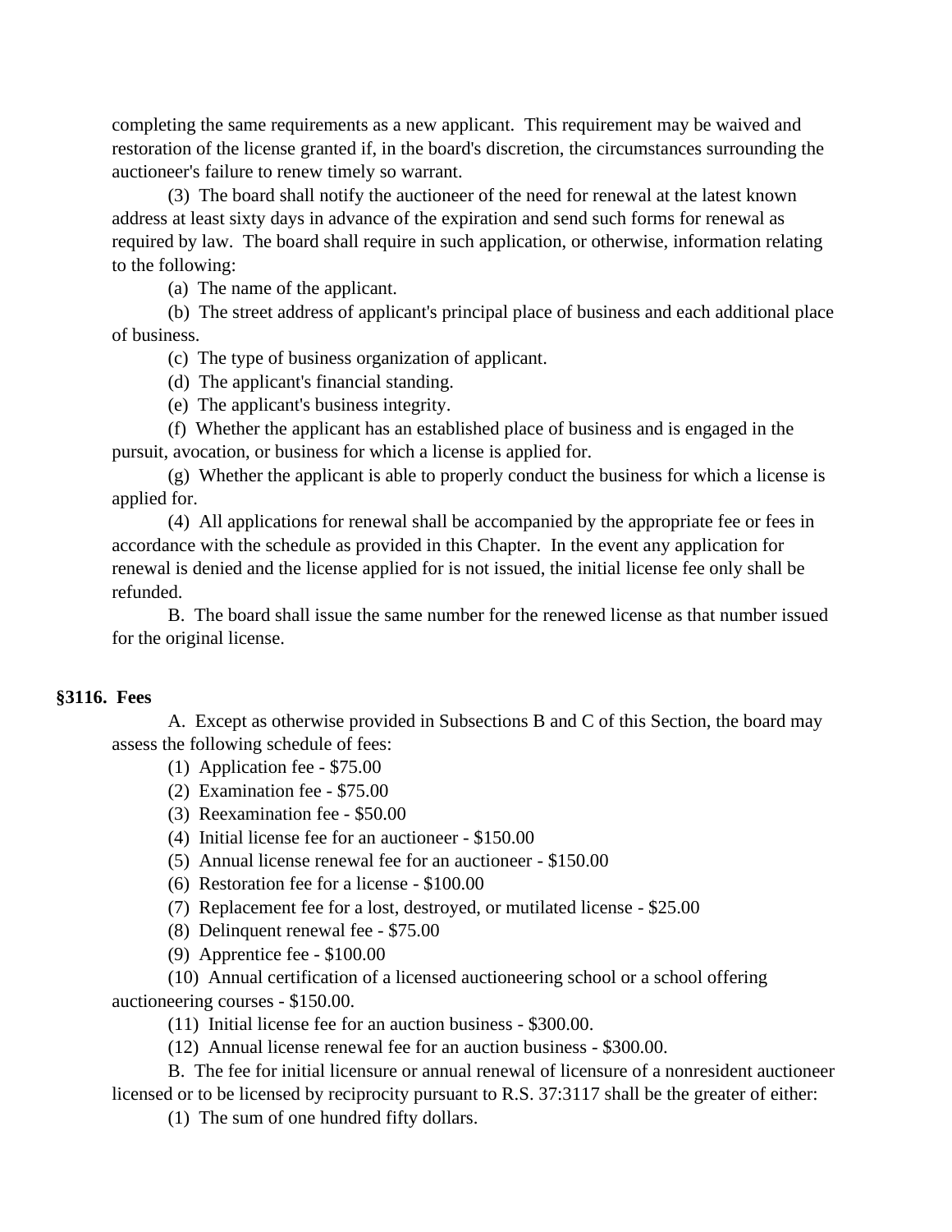completing the same requirements as a new applicant. This requirement may be waived and restoration of the license granted if, in the board's discretion, the circumstances surrounding the auctioneer's failure to renew timely so warrant.

(3) The board shall notify the auctioneer of the need for renewal at the latest known address at least sixty days in advance of the expiration and send such forms for renewal as required by law. The board shall require in such application, or otherwise, information relating to the following:

(a) The name of the applicant.

(b) The street address of applicant's principal place of business and each additional place of business.

(c) The type of business organization of applicant.

(d) The applicant's financial standing.

(e) The applicant's business integrity.

(f) Whether the applicant has an established place of business and is engaged in the pursuit, avocation, or business for which a license is applied for.

(g) Whether the applicant is able to properly conduct the business for which a license is applied for.

(4) All applications for renewal shall be accompanied by the appropriate fee or fees in accordance with the schedule as provided in this Chapter. In the event any application for renewal is denied and the license applied for is not issued, the initial license fee only shall be refunded.

B. The board shall issue the same number for the renewed license as that number issued for the original license.

**§3116. Fees**

A. Except as otherwise provided in Subsections B and C of this Section, the board may assess the following schedule of fees:

(1) Application fee - $75.00

(2) Examination fee - $75.00

(3) Reexamination fee - $50.00

(4) Initial license fee for an auctioneer - $150.00

(5) Annual license renewal fee for an auctioneer - $150.00

(6) Restoration fee for a license - $100.00

(7) Replacement fee for a lost, destroyed, or mutilated license - $25.00

(8) Delinquent renewal fee - $75.00

(9) Apprentice fee - $100.00

(10) Annual certification of a licensed auctioneering school or a school offering auctioneering courses - $150.00.

(11) Initial license fee for an auction business - $300.00.

(12) Annual license renewal fee for an auction business - $300.00.

B. The fee for initial licensure or annual renewal of licensure of a nonresident auctioneer licensed or to be licensed by reciprocity pursuant to R.S. 37:3117 shall be the greater of either:

(1) The sum of one hundred fifty dollars.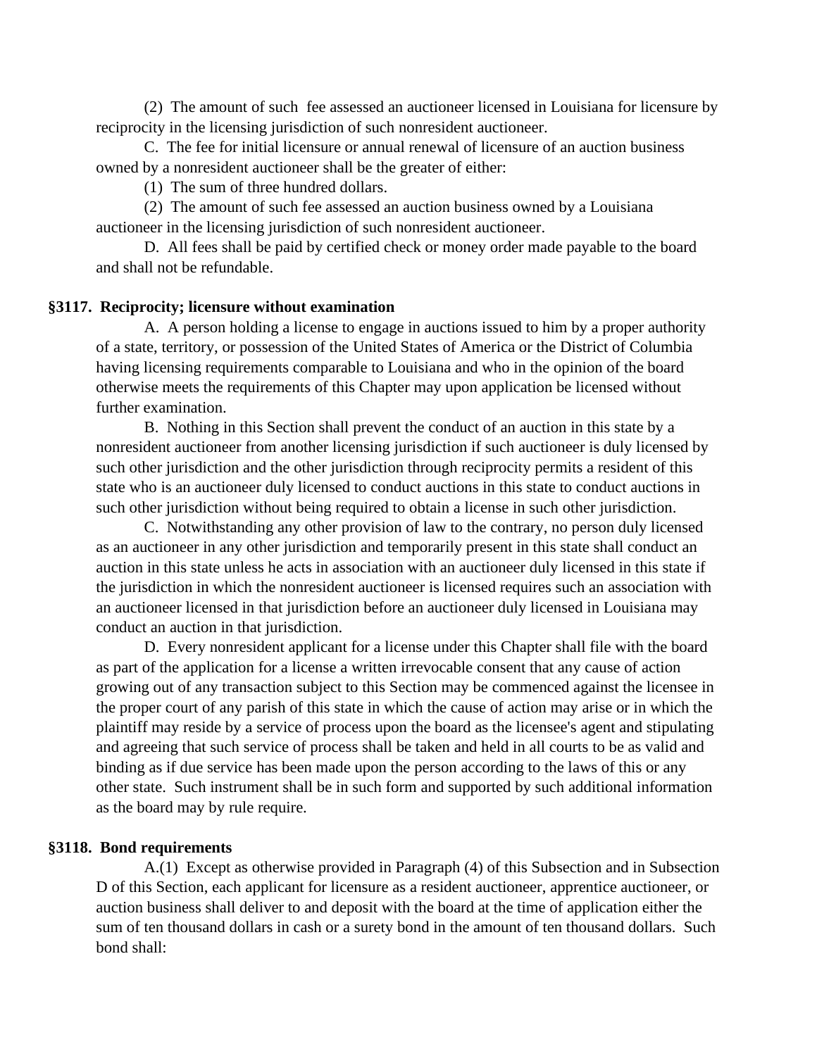(2) The amount of such fee assessed an auctioneer licensed in Louisiana for licensure by reciprocity in the licensing jurisdiction of such nonresident auctioneer.

C. The fee for initial licensure or annual renewal of licensure of an auction business owned by a nonresident auctioneer shall be the greater of either:

(1) The sum of three hundred dollars.

(2) The amount of such fee assessed an auction business owned by a Louisiana auctioneer in the licensing jurisdiction of such nonresident auctioneer.

D. All fees shall be paid by certified check or money order made payable to the board and shall not be refundable.

**§3117. Reciprocity; licensure without examination**

A. A person holding a license to engage in auctions issued to him by a proper authority of a state, territory, or possession of the United States of America or the District of Columbia having licensing requirements comparable to Louisiana and who in the opinion of the board otherwise meets the requirements of this Chapter may upon application be licensed without further examination.

B. Nothing in this Section shall prevent the conduct of an auction in this state by a nonresident auctioneer from another licensing jurisdiction if such auctioneer is duly licensed by such other jurisdiction and the other jurisdiction through reciprocity permits a resident of this state who is an auctioneer duly licensed to conduct auctions in this state to conduct auctions in such other jurisdiction without being required to obtain a license in such other jurisdiction.

C. Notwithstanding any other provision of law to the contrary, no person duly licensed as an auctioneer in any other jurisdiction and temporarily present in this state shall conduct an auction in this state unless he acts in association with an auctioneer duly licensed in this state if the jurisdiction in which the nonresident auctioneer is licensed requires such an association with an auctioneer licensed in that jurisdiction before an auctioneer duly licensed in Louisiana may conduct an auction in that jurisdiction.

D. Every nonresident applicant for a license under this Chapter shall file with the board as part of the application for a license a written irrevocable consent that any cause of action growing out of any transaction subject to this Section may be commenced against the licensee in the proper court of any parish of this state in which the cause of action may arise or in which the plaintiff may reside by a service of process upon the board as the licensee's agent and stipulating and agreeing that such service of process shall be taken and held in all courts to be as valid and binding as if due service has been made upon the person according to the laws of this or any other state. Such instrument shall be in such form and supported by such additional information as the board may by rule require.

**§3118. Bond requirements**

A.(1) Except as otherwise provided in Paragraph (4) of this Subsection and in Subsection D of this Section, each applicant for licensure as a resident auctioneer, apprentice auctioneer, or auction business shall deliver to and deposit with the board at the time of application either the sum of ten thousand dollars in cash or a surety bond in the amount of ten thousand dollars. Such bond shall: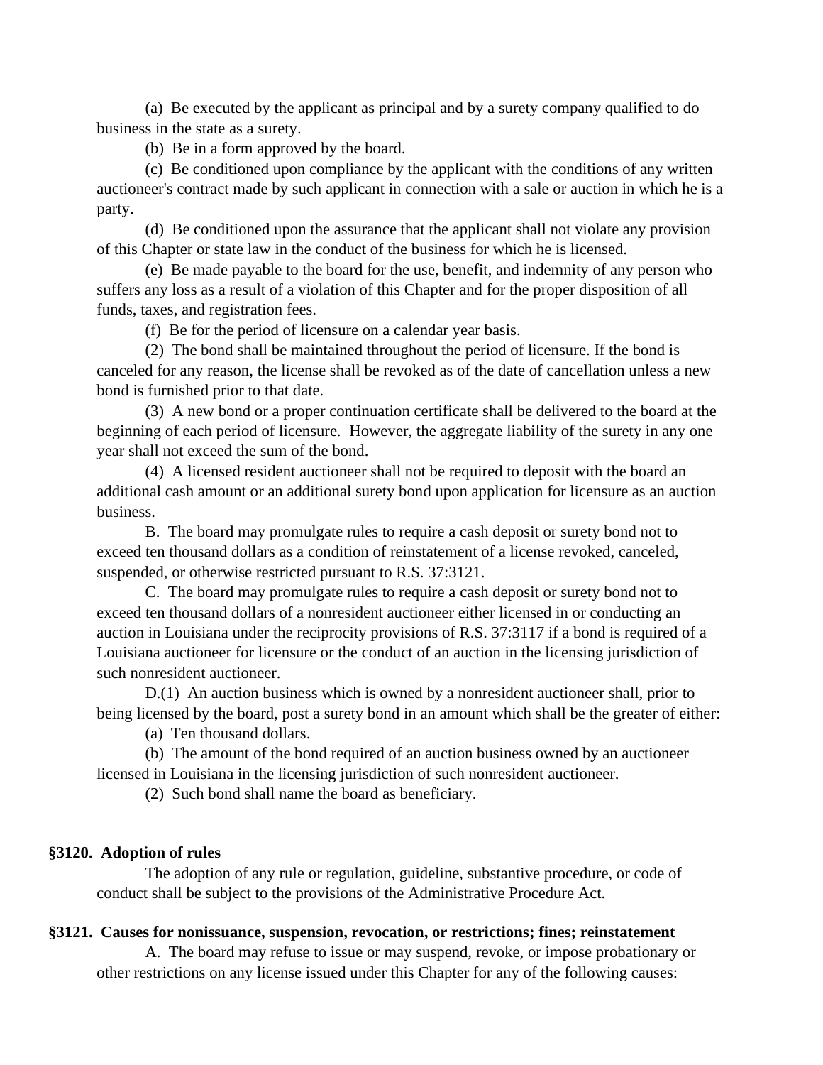(a) Be executed by the applicant as principal and by a surety company qualified to do business in the state as a surety.

(b) Be in a form approved by the board.

(c) Be conditioned upon compliance by the applicant with the conditions of any written auctioneer's contract made by such applicant in connection with a sale or auction in which he is a party.

(d) Be conditioned upon the assurance that the applicant shall not violate any provision of this Chapter or state law in the conduct of the business for which he is licensed.

(e) Be made payable to the board for the use, benefit, and indemnity of any person who suffers any loss as a result of a violation of this Chapter and for the proper disposition of all funds, taxes, and registration fees.

(f) Be for the period of licensure on a calendar year basis.

(2) The bond shall be maintained throughout the period of licensure. If the bond is canceled for any reason, the license shall be revoked as of the date of cancellation unless a new bond is furnished prior to that date.

(3) A new bond or a proper continuation certificate shall be delivered to the board at the beginning of each period of licensure. However, the aggregate liability of the surety in any one year shall not exceed the sum of the bond.

(4) A licensed resident auctioneer shall not be required to deposit with the board an additional cash amount or an additional surety bond upon application for licensure as an auction business.

B. The board may promulgate rules to require a cash deposit or surety bond not to exceed ten thousand dollars as a condition of reinstatement of a license revoked, canceled, suspended, or otherwise restricted pursuant to R.S. 37:3121.

C. The board may promulgate rules to require a cash deposit or surety bond not to exceed ten thousand dollars of a nonresident auctioneer either licensed in or conducting an auction in Louisiana under the reciprocity provisions of R.S. 37:3117 if a bond is required of a Louisiana auctioneer for licensure or the conduct of an auction in the licensing jurisdiction of such nonresident auctioneer.

D.(1) An auction business which is owned by a nonresident auctioneer shall, prior to being licensed by the board, post a surety bond in an amount which shall be the greater of either:

(a) Ten thousand dollars.

(b) The amount of the bond required of an auction business owned by an auctioneer licensed in Louisiana in the licensing jurisdiction of such nonresident auctioneer.

(2) Such bond shall name the board as beneficiary.

### §3120. Adoption of rules

The adoption of any rule or regulation, guideline, substantive procedure, or code of conduct shall be subject to the provisions of the Administrative Procedure Act.

### §3121. Causes for nonissuance, suspension, revocation, or restrictions; fines; reinstatement

A. The board may refuse to issue or may suspend, revoke, or impose probationary or other restrictions on any license issued under this Chapter for any of the following causes: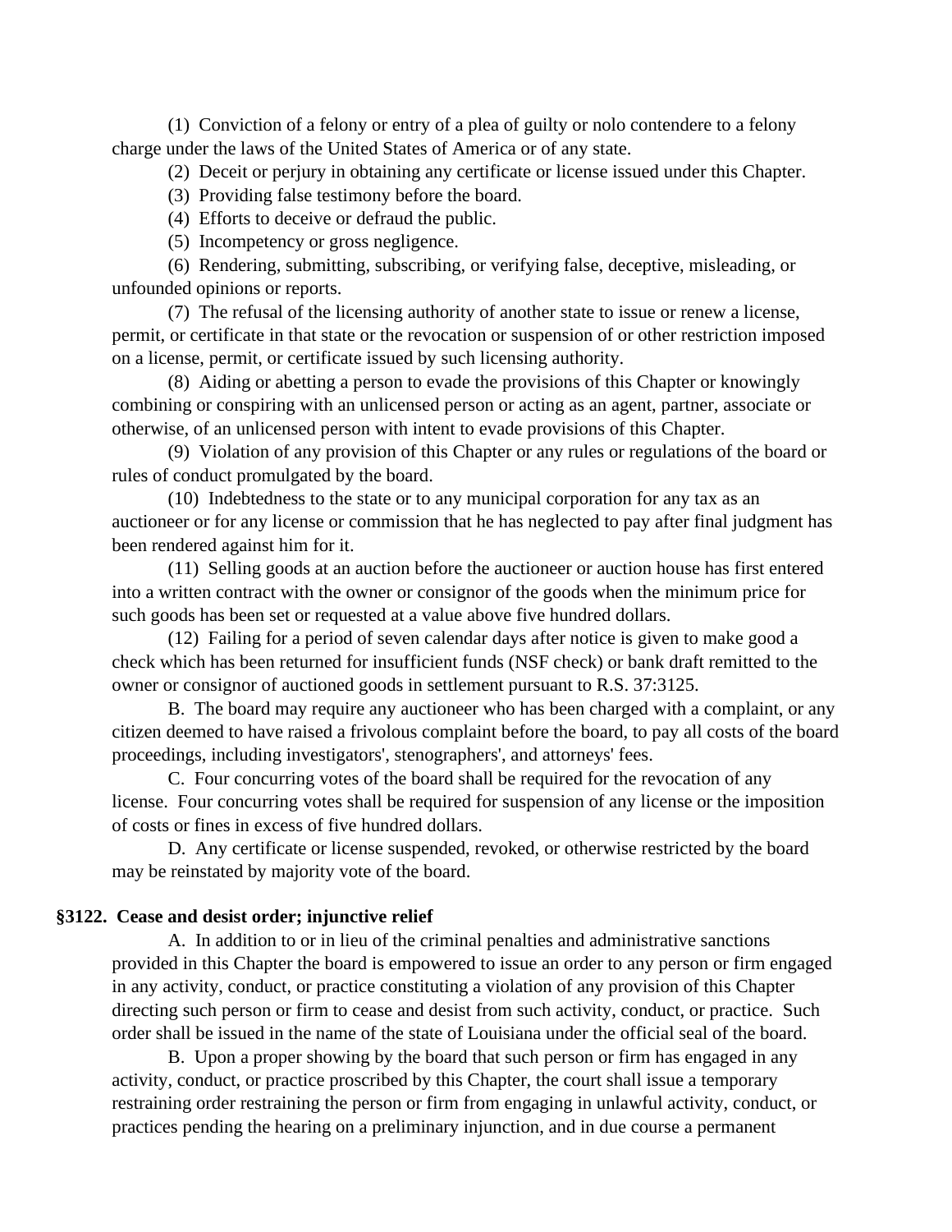(1) Conviction of a felony or entry of a plea of guilty or nolo contendere to a felony charge under the laws of the United States of America or of any state.

(2) Deceit or perjury in obtaining any certificate or license issued under this Chapter.

(3) Providing false testimony before the board.

(4) Efforts to deceive or defraud the public.

(5) Incompetency or gross negligence.

(6) Rendering, submitting, subscribing, or verifying false, deceptive, misleading, or unfounded opinions or reports.

(7) The refusal of the licensing authority of another state to issue or renew a license, permit, or certificate in that state or the revocation or suspension of or other restriction imposed on a license, permit, or certificate issued by such licensing authority.

(8) Aiding or abetting a person to evade the provisions of this Chapter or knowingly combining or conspiring with an unlicensed person or acting as an agent, partner, associate or otherwise, of an unlicensed person with intent to evade provisions of this Chapter.

(9) Violation of any provision of this Chapter or any rules or regulations of the board or rules of conduct promulgated by the board.

(10) Indebtedness to the state or to any municipal corporation for any tax as an auctioneer or for any license or commission that he has neglected to pay after final judgment has been rendered against him for it.

(11) Selling goods at an auction before the auctioneer or auction house has first entered into a written contract with the owner or consignor of the goods when the minimum price for such goods has been set or requested at a value above five hundred dollars.

(12) Failing for a period of seven calendar days after notice is given to make good a check which has been returned for insufficient funds (NSF check) or bank draft remitted to the owner or consignor of auctioned goods in settlement pursuant to R.S. 37:3125.

B. The board may require any auctioneer who has been charged with a complaint, or any citizen deemed to have raised a frivolous complaint before the board, to pay all costs of the board proceedings, including investigators', stenographers', and attorneys' fees.

C. Four concurring votes of the board shall be required for the revocation of any license. Four concurring votes shall be required for suspension of any license or the imposition of costs or fines in excess of five hundred dollars.

D. Any certificate or license suspended, revoked, or otherwise restricted by the board may be reinstated by majority vote of the board.

**§3122. Cease and desist order; injunctive relief**

A. In addition to or in lieu of the criminal penalties and administrative sanctions provided in this Chapter the board is empowered to issue an order to any person or firm engaged in any activity, conduct, or practice constituting a violation of any provision of this Chapter directing such person or firm to cease and desist from such activity, conduct, or practice. Such order shall be issued in the name of the state of Louisiana under the official seal of the board.

B. Upon a proper showing by the board that such person or firm has engaged in any activity, conduct, or practice proscribed by this Chapter, the court shall issue a temporary restraining order restraining the person or firm from engaging in unlawful activity, conduct, or practices pending the hearing on a preliminary injunction, and in due course a permanent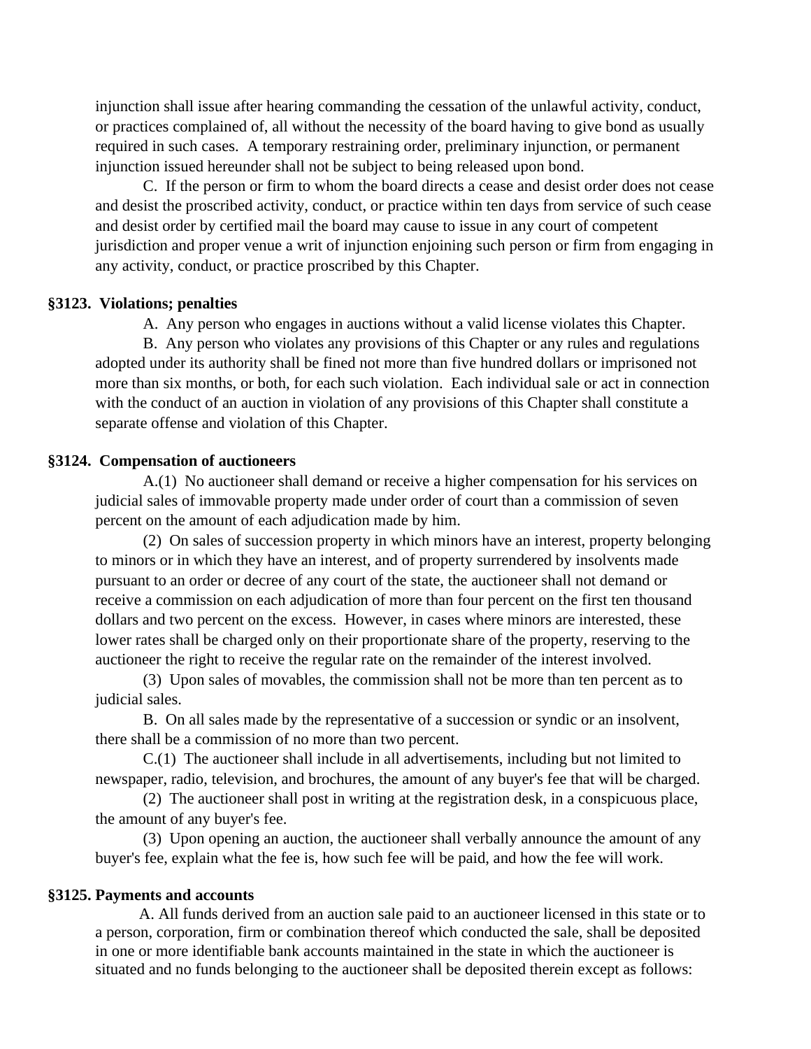injunction shall issue after hearing commanding the cessation of the unlawful activity, conduct, or practices complained of, all without the necessity of the board having to give bond as usually required in such cases. A temporary restraining order, preliminary injunction, or permanent injunction issued hereunder shall not be subject to being released upon bond.

C. If the person or firm to whom the board directs a cease and desist order does not cease and desist the proscribed activity, conduct, or practice within ten days from service of such cease and desist order by certified mail the board may cause to issue in any court of competent jurisdiction and proper venue a writ of injunction enjoining such person or firm from engaging in any activity, conduct, or practice proscribed by this Chapter.

**§3123. Violations; penalties**

A. Any person who engages in auctions without a valid license violates this Chapter.

B. Any person who violates any provisions of this Chapter or any rules and regulations adopted under its authority shall be fined not more than five hundred dollars or imprisoned not more than six months, or both, for each such violation. Each individual sale or act in connection with the conduct of an auction in violation of any provisions of this Chapter shall constitute a separate offense and violation of this Chapter.

**§3124. Compensation of auctioneers**

A.(1) No auctioneer shall demand or receive a higher compensation for his services on judicial sales of immovable property made under order of court than a commission of seven percent on the amount of each adjudication made by him.

(2) On sales of succession property in which minors have an interest, property belonging to minors or in which they have an interest, and of property surrendered by insolvents made pursuant to an order or decree of any court of the state, the auctioneer shall not demand or receive a commission on each adjudication of more than four percent on the first ten thousand dollars and two percent on the excess. However, in cases where minors are interested, these lower rates shall be charged only on their proportionate share of the property, reserving to the auctioneer the right to receive the regular rate on the remainder of the interest involved.

(3) Upon sales of movables, the commission shall not be more than ten percent as to judicial sales.

B. On all sales made by the representative of a succession or syndic or an insolvent, there shall be a commission of no more than two percent.

C.(1) The auctioneer shall include in all advertisements, including but not limited to newspaper, radio, television, and brochures, the amount of any buyer's fee that will be charged.

(2) The auctioneer shall post in writing at the registration desk, in a conspicuous place, the amount of any buyer's fee.

(3) Upon opening an auction, the auctioneer shall verbally announce the amount of any buyer's fee, explain what the fee is, how such fee will be paid, and how the fee will work.

**§3125. Payments and accounts**

A. All funds derived from an auction sale paid to an auctioneer licensed in this state or to a person, corporation, firm or combination thereof which conducted the sale, shall be deposited in one or more identifiable bank accounts maintained in the state in which the auctioneer is situated and no funds belonging to the auctioneer shall be deposited therein except as follows: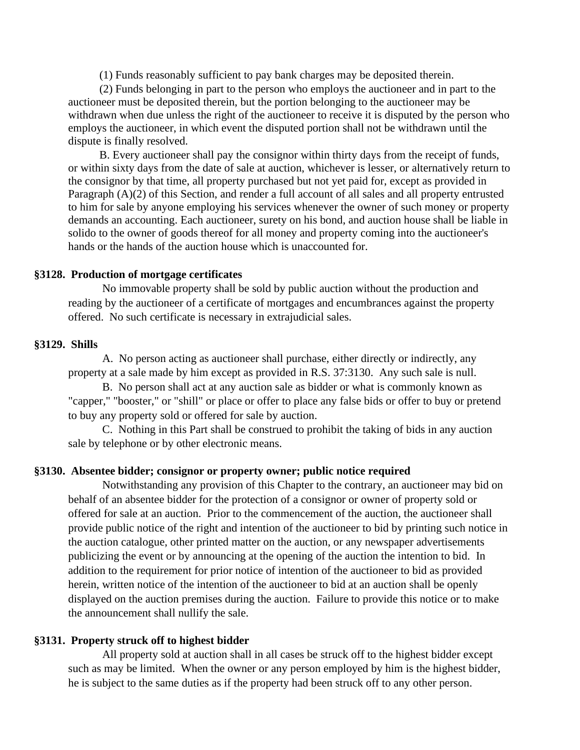(1) Funds reasonably sufficient to pay bank charges may be deposited therein.

(2) Funds belonging in part to the person who employs the auctioneer and in part to the auctioneer must be deposited therein, but the portion belonging to the auctioneer may be withdrawn when due unless the right of the auctioneer to receive it is disputed by the person who employs the auctioneer, in which event the disputed portion shall not be withdrawn until the dispute is finally resolved.

B. Every auctioneer shall pay the consignor within thirty days from the receipt of funds, or within sixty days from the date of sale at auction, whichever is lesser, or alternatively return to the consignor by that time, all property purchased but not yet paid for, except as provided in Paragraph (A)(2) of this Section, and render a full account of all sales and all property entrusted to him for sale by anyone employing his services whenever the owner of such money or property demands an accounting. Each auctioneer, surety on his bond, and auction house shall be liable in solido to the owner of goods thereof for all money and property coming into the auctioneer's hands or the hands of the auction house which is unaccounted for.

**§3128. Production of mortgage certificates**

No immovable property shall be sold by public auction without the production and reading by the auctioneer of a certificate of mortgages and encumbrances against the property offered. No such certificate is necessary in extrajudicial sales.

**§3129. Shills**

A. No person acting as auctioneer shall purchase, either directly or indirectly, any property at a sale made by him except as provided in R.S. 37:3130. Any such sale is null.

B. No person shall act at any auction sale as bidder or what is commonly known as "capper," "booster," or "shill" or place or offer to place any false bids or offer to buy or pretend to buy any property sold or offered for sale by auction.

C. Nothing in this Part shall be construed to prohibit the taking of bids in any auction sale by telephone or by other electronic means.

**§3130. Absentee bidder; consignor or property owner; public notice required**

Notwithstanding any provision of this Chapter to the contrary, an auctioneer may bid on behalf of an absentee bidder for the protection of a consignor or owner of property sold or offered for sale at an auction. Prior to the commencement of the auction, the auctioneer shall provide public notice of the right and intention of the auctioneer to bid by printing such notice in the auction catalogue, other printed matter on the auction, or any newspaper advertisements publicizing the event or by announcing at the opening of the auction the intention to bid. In addition to the requirement for prior notice of intention of the auctioneer to bid as provided herein, written notice of the intention of the auctioneer to bid at an auction shall be openly displayed on the auction premises during the auction. Failure to provide this notice or to make the announcement shall nullify the sale.

**§3131. Property struck off to highest bidder**

All property sold at auction shall in all cases be struck off to the highest bidder except such as may be limited. When the owner or any person employed by him is the highest bidder, he is subject to the same duties as if the property had been struck off to any other person.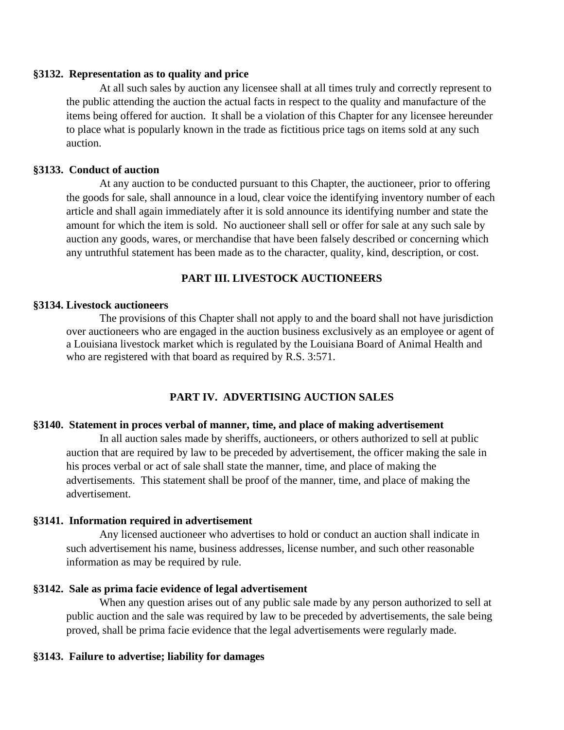**§3132. Representation as to quality and price**

At all such sales by auction any licensee shall at all times truly and correctly represent to the public attending the auction the actual facts in respect to the quality and manufacture of the items being offered for auction. It shall be a violation of this Chapter for any licensee hereunder to place what is popularly known in the trade as fictitious price tags on items sold at any such auction.

**§3133. Conduct of auction**

At any auction to be conducted pursuant to this Chapter, the auctioneer, prior to offering the goods for sale, shall announce in a loud, clear voice the identifying inventory number of each article and shall again immediately after it is sold announce its identifying number and state the amount for which the item is sold. No auctioneer shall sell or offer for sale at any such sale by auction any goods, wares, or merchandise that have been falsely described or concerning which any untruthful statement has been made as to the character, quality, kind, description, or cost.

## PART III. LIVESTOCK AUCTIONEERS

**§3134. Livestock auctioneers**

The provisions of this Chapter shall not apply to and the board shall not have jurisdiction over auctioneers who are engaged in the auction business exclusively as an employee or agent of a Louisiana livestock market which is regulated by the Louisiana Board of Animal Health and who are registered with that board as required by R.S. 3:571.

## PART IV. ADVERTISING AUCTION SALES

**§3140. Statement in proces verbal of manner, time, and place of making advertisement**

In all auction sales made by sheriffs, auctioneers, or others authorized to sell at public auction that are required by law to be preceded by advertisement, the officer making the sale in his proces verbal or act of sale shall state the manner, time, and place of making the advertisements. This statement shall be proof of the manner, time, and place of making the advertisement.

**§3141. Information required in advertisement**

Any licensed auctioneer who advertises to hold or conduct an auction shall indicate in such advertisement his name, business addresses, license number, and such other reasonable information as may be required by rule.

**§3142. Sale as prima facie evidence of legal advertisement**

When any question arises out of any public sale made by any person authorized to sell at public auction and the sale was required by law to be preceded by advertisements, the sale being proved, shall be prima facie evidence that the legal advertisements were regularly made.

**§3143. Failure to advertise; liability for damages**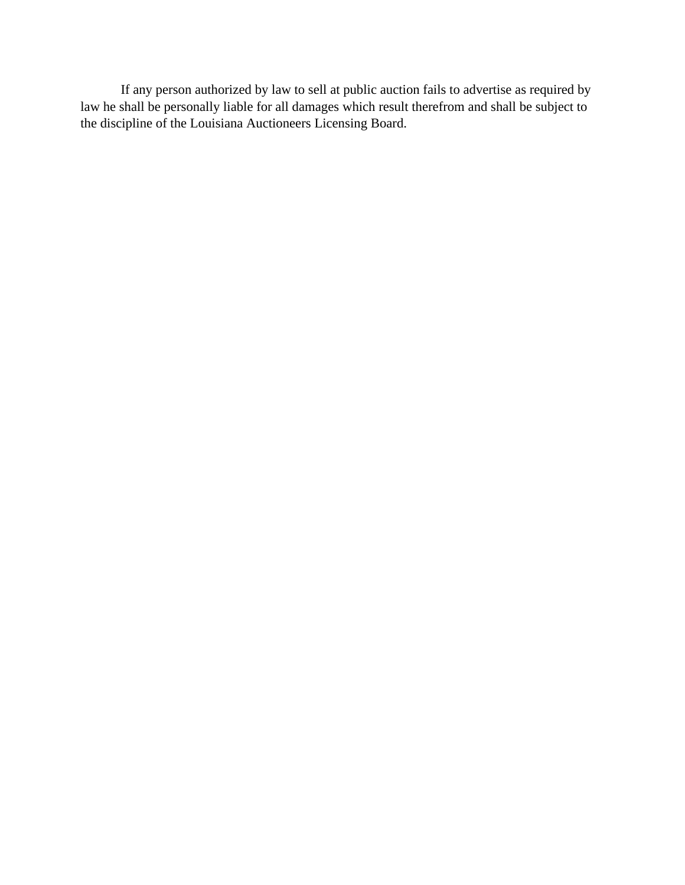If any person authorized by law to sell at public auction fails to advertise as required by law he shall be personally liable for all damages which result therefrom and shall be subject to the discipline of the Louisiana Auctioneers Licensing Board.